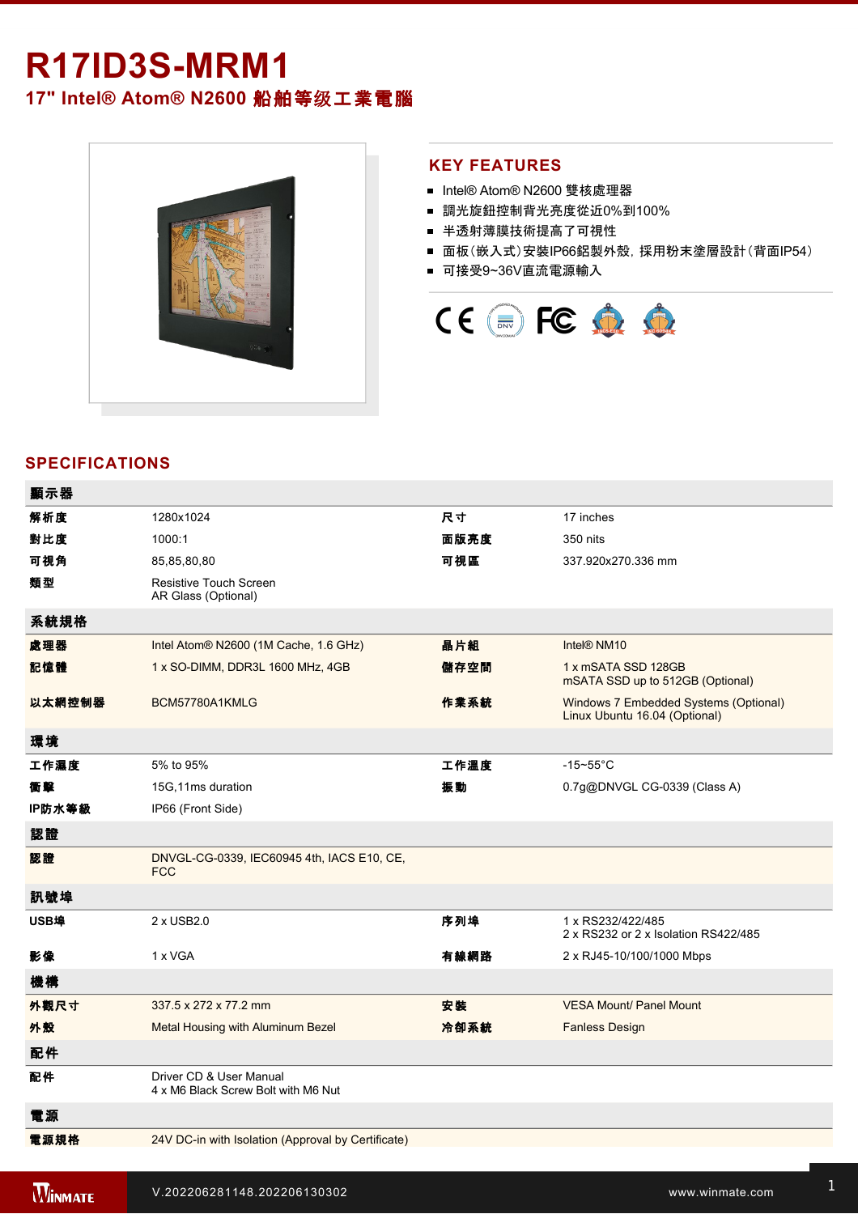# R17ID3S-MRM1

## 17" Intel® Atom® N2600 船舶等级工業電腦

## KEY FEATURES

- Intel® Atom® N2600 雙核處理器
- 調光旋鈕控制背光亮度從近0%到100%
- 半透射薄膜技術提高了可視性
- 面板（嵌入式）安裝IP66鋁製外殼，採用粉末塗層設計（背面IP54）
- 可接受9~36V直流電源輸入

## SPECIFICATIONS

| 顯示器 | | | |
|---|---|---|---|
| 解析度 | 1280x1024 | 尺寸 | 17 inches |
| 對比度 | 1000:1 | 面版亮度 | 350 nits |
| 可視角 | 85,85,80,80 | 可視區 | 337.920x270.336 mm |
| 類型 | Resistive Touch Screen<br>AR Glass (Optional) | | |
| **系統規格** | | | |
| 處理器 | Intel Atom® N2600 (1M Cache, 1.6 GHz) | 晶片組 | Intel® NM10 |
| 記憶體 | 1 x SO-DIMM, DDR3L 1600 MHz, 4GB | 儲存空間 | 1 x mSATA SSD 128GB<br>mSATA SSD up to 512GB (Optional) |
| 以太網控制器 | BCM57780A1KMLG | 作業系統 | Windows 7 Embedded Systems (Optional)<br>Linux Ubuntu 16.04 (Optional) |
| **環境** | | | |
| 工作濕度 | 5% to 95% | 工作溫度 | -15~55°C |
| 衝擊 | 15G,11ms duration | 振動 | 0.7g@DNVGL CG-0339 (Class A) |
| IP防水等級 | IP66 (Front Side) | | |
| **認證** | | | |
| 認證 | DNVGL-CG-0339, IEC60945 4th, IACS E10, CE, FCC | | |
| **訊號埠** | | | |
| USB埠 | 2 x USB2.0 | 序列埠 | 1 x RS232/422/485<br>2 x RS232 or 2 x Isolation RS422/485 |
| 影像 | 1 x VGA | 有線網路 | 2 x RJ45-10/100/1000 Mbps |
| **機構** | | | |
| 外觀尺寸 | 337.5 x 272 x 77.2 mm | 安裝 | VESA Mount/ Panel Mount |
| 外殼 | Metal Housing with Aluminum Bezel | 冷卻系統 | Fanless Design |
| **配件** | | | |
| 配件 | Driver CD & User Manual<br>4 x M6 Black Screw Bolt with M6 Nut | | |
| **電源** | | | |
| 電源規格 | 24V DC-in with Isolation (Approval by Certificate) | | |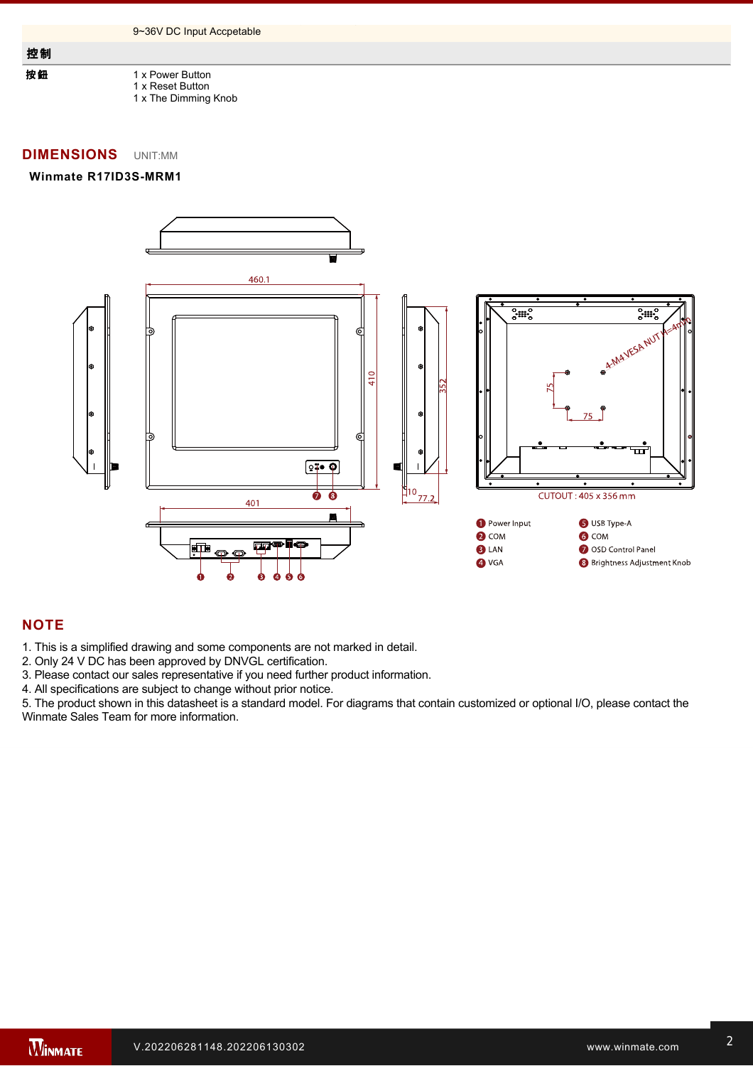| | |
|---|---|
| | 9~36V DC Input Accpetable |
| **控制** | |
| **按鈕** | 1 x Power Button<br>1 x Reset Button<br>1 x The Dimming Knob |

## DIMENSIONS UNIT:MM

**Winmate R17ID3S-MRM1**

460.1
410
352
401
10
77.2
75
75
4-M4 VESA NUT H=4mm
CUTOUT : 405 x 356 mm

1. Power Input
2. COM
3. LAN
4. VGA
5. USB Type-A
6. COM
7. OSD Control Panel
8. Brightness Adjustment Knob

## NOTE

1. This is a simplified drawing and some components are not marked in detail.
2. Only 24 V DC has been approved by DNVGL certification.
3. Please contact our sales representative if you need further product information.
4. All specifications are subject to change without prior notice.
5. The product shown in this datasheet is a standard model. For diagrams that contain customized or optional I/O, please contact the Winmate Sales Team for more information.